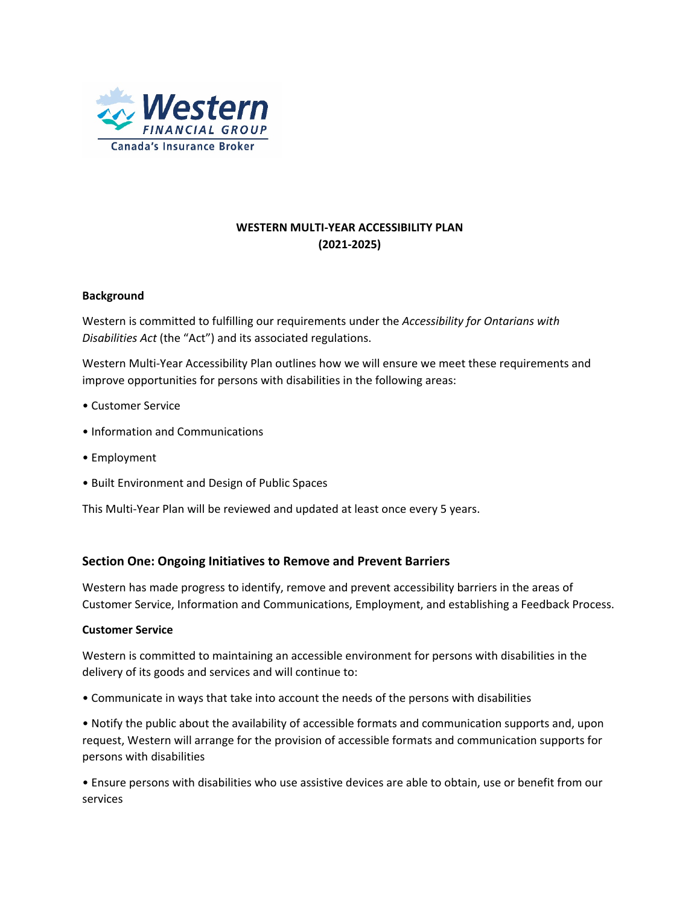# WESTERN MULTI-YEAR ACCESSIBILITY PLAN
# (2021-2025)

**Background**

Western is committed to fulfilling our requirements under the *Accessibility for Ontarians with Disabilities Act* (the "Act") and its associated regulations.

Western Multi-Year Accessibility Plan outlines how we will ensure we meet these requirements and improve opportunities for persons with disabilities in the following areas:

- Customer Service
- Information and Communications
- Employment
- Built Environment and Design of Public Spaces

This Multi-Year Plan will be reviewed and updated at least once every 5 years.

## Section One: Ongoing Initiatives to Remove and Prevent Barriers

Western has made progress to identify, remove and prevent accessibility barriers in the areas of Customer Service, Information and Communications, Employment, and establishing a Feedback Process.

**Customer Service**

Western is committed to maintaining an accessible environment for persons with disabilities in the delivery of its goods and services and will continue to:

- Communicate in ways that take into account the needs of the persons with disabilities
- Notify the public about the availability of accessible formats and communication supports and, upon request, Western will arrange for the provision of accessible formats and communication supports for persons with disabilities
- Ensure persons with disabilities who use assistive devices are able to obtain, use or benefit from our services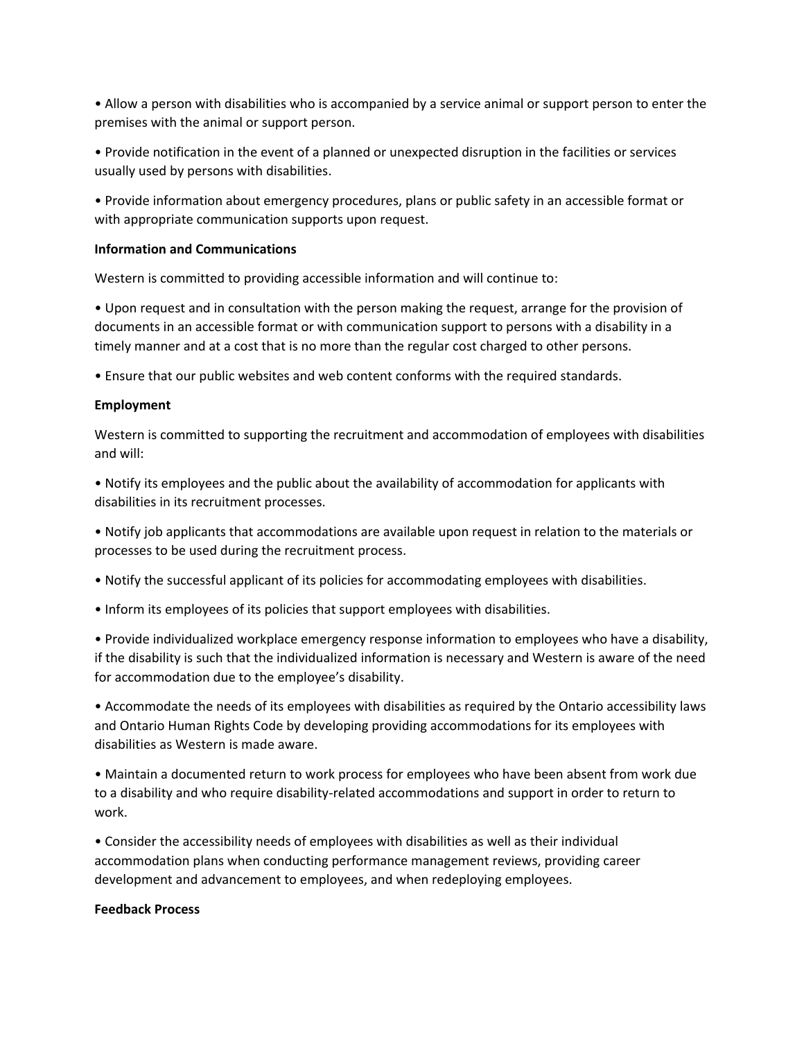- Allow a person with disabilities who is accompanied by a service animal or support person to enter the premises with the animal or support person.

- Provide notification in the event of a planned or unexpected disruption in the facilities or services usually used by persons with disabilities.

- Provide information about emergency procedures, plans or public safety in an accessible format or with appropriate communication supports upon request.

**Information and Communications**

Western is committed to providing accessible information and will continue to:

- Upon request and in consultation with the person making the request, arrange for the provision of documents in an accessible format or with communication support to persons with a disability in a timely manner and at a cost that is no more than the regular cost charged to other persons.

- Ensure that our public websites and web content conforms with the required standards.

**Employment**

Western is committed to supporting the recruitment and accommodation of employees with disabilities and will:

- Notify its employees and the public about the availability of accommodation for applicants with disabilities in its recruitment processes.

- Notify job applicants that accommodations are available upon request in relation to the materials or processes to be used during the recruitment process.

- Notify the successful applicant of its policies for accommodating employees with disabilities.

- Inform its employees of its policies that support employees with disabilities.

- Provide individualized workplace emergency response information to employees who have a disability, if the disability is such that the individualized information is necessary and Western is aware of the need for accommodation due to the employee's disability.

- Accommodate the needs of its employees with disabilities as required by the Ontario accessibility laws and Ontario Human Rights Code by developing providing accommodations for its employees with disabilities as Western is made aware.

- Maintain a documented return to work process for employees who have been absent from work due to a disability and who require disability-related accommodations and support in order to return to work.

- Consider the accessibility needs of employees with disabilities as well as their individual accommodation plans when conducting performance management reviews, providing career development and advancement to employees, and when redeploying employees.

**Feedback Process**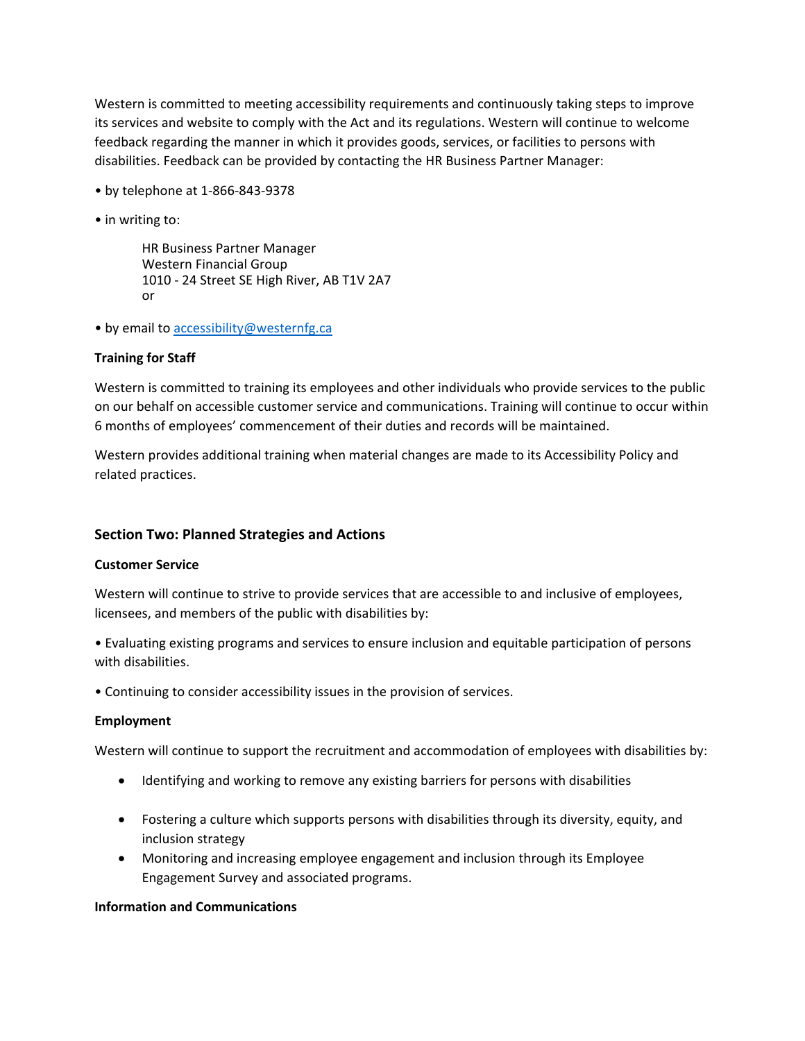Western is committed to meeting accessibility requirements and continuously taking steps to improve its services and website to comply with the Act and its regulations. Western will continue to welcome feedback regarding the manner in which it provides goods, services, or facilities to persons with disabilities. Feedback can be provided by contacting the HR Business Partner Manager:

- by telephone at 1-866-843-9378
- in writing to:

  HR Business Partner Manager
  Western Financial Group
  1010 - 24 Street SE High River, AB T1V 2A7
  or

- by email to accessibility@westernfg.ca

**Training for Staff**

Western is committed to training its employees and other individuals who provide services to the public on our behalf on accessible customer service and communications. Training will continue to occur within 6 months of employees' commencement of their duties and records will be maintained.

Western provides additional training when material changes are made to its Accessibility Policy and related practices.

## Section Two: Planned Strategies and Actions

**Customer Service**

Western will continue to strive to provide services that are accessible to and inclusive of employees, licensees, and members of the public with disabilities by:

- Evaluating existing programs and services to ensure inclusion and equitable participation of persons with disabilities.
- Continuing to consider accessibility issues in the provision of services.

**Employment**

Western will continue to support the recruitment and accommodation of employees with disabilities by:

- Identifying and working to remove any existing barriers for persons with disabilities
- Fostering a culture which supports persons with disabilities through its diversity, equity, and inclusion strategy
- Monitoring and increasing employee engagement and inclusion through its Employee Engagement Survey and associated programs.

**Information and Communications**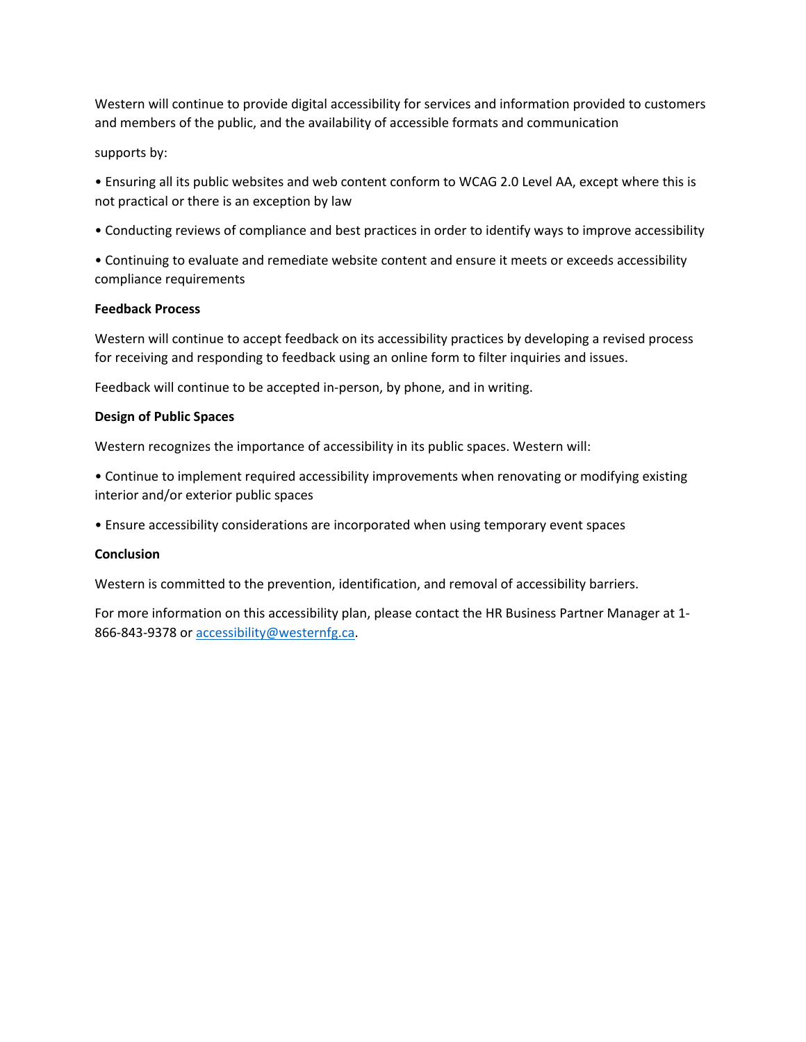Western will continue to provide digital accessibility for services and information provided to customers and members of the public, and the availability of accessible formats and communication

supports by:

- Ensuring all its public websites and web content conform to WCAG 2.0 Level AA, except where this is not practical or there is an exception by law
- Conducting reviews of compliance and best practices in order to identify ways to improve accessibility
- Continuing to evaluate and remediate website content and ensure it meets or exceeds accessibility compliance requirements

**Feedback Process**

Western will continue to accept feedback on its accessibility practices by developing a revised process for receiving and responding to feedback using an online form to filter inquiries and issues.

Feedback will continue to be accepted in-person, by phone, and in writing.

**Design of Public Spaces**

Western recognizes the importance of accessibility in its public spaces. Western will:

- Continue to implement required accessibility improvements when renovating or modifying existing interior and/or exterior public spaces
- Ensure accessibility considerations are incorporated when using temporary event spaces

**Conclusion**

Western is committed to the prevention, identification, and removal of accessibility barriers.

For more information on this accessibility plan, please contact the HR Business Partner Manager at 1-866-843-9378 or [accessibility@westernfg.ca](mailto:accessibility@westernfg.ca).